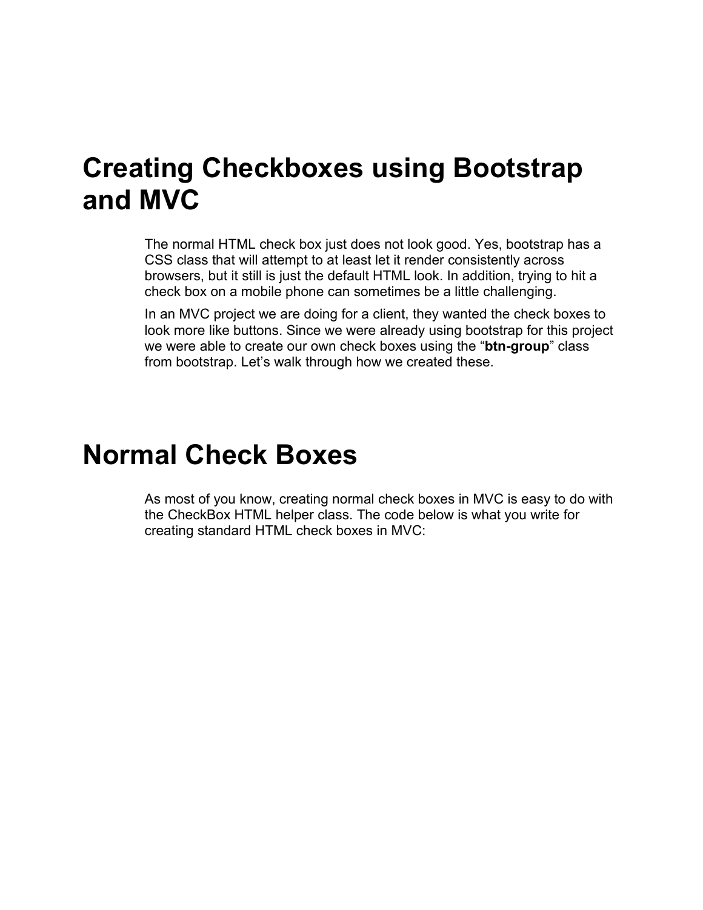# Creating Checkboxes using Bootstrap and MVC

The normal HTML check box just does not look good. Yes, bootstrap has a CSS class that will attempt to at least let it render consistently across browsers, but it still is just the default HTML look. In addition, trying to hit a check box on a mobile phone can sometimes be a little challenging.

In an MVC project we are doing for a client, they wanted the check boxes to look more like buttons. Since we were already using bootstrap for this project we were able to create our own check boxes using the "**btn-group**" class from bootstrap. Let's walk through how we created these.

# Normal Check Boxes

As most of you know, creating normal check boxes in MVC is easy to do with the CheckBox HTML helper class. The code below is what you write for creating standard HTML check boxes in MVC: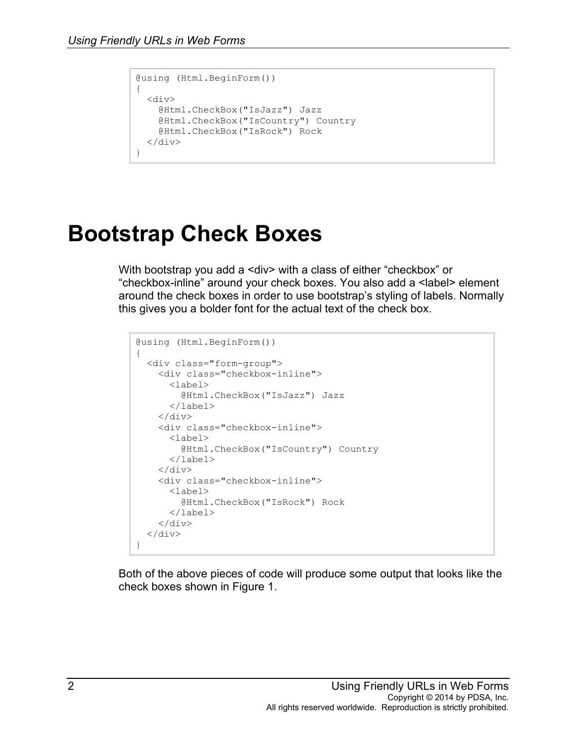```
@using (Html.BeginForm())
{
  <div>
    @Html.CheckBox("IsJazz") Jazz
    @Html.CheckBox("IsCountry") Country
    @Html.CheckBox("IsRock") Rock
  </div>
}
```

# Bootstrap Check Boxes

With bootstrap you add a <div> with a class of either "checkbox" or "checkbox-inline" around your check boxes. You also add a <label> element around the check boxes in order to use bootstrap's styling of labels. Normally this gives you a bolder font for the actual text of the check box.

```
@using (Html.BeginForm())
{
  <div class="form-group">
    <div class="checkbox-inline">
      <label>
        @Html.CheckBox("IsJazz") Jazz
      </label>
    </div>
    <div class="checkbox-inline">
      <label>
        @Html.CheckBox("IsCountry") Country
      </label>
    </div>
    <div class="checkbox-inline">
      <label>
        @Html.CheckBox("IsRock") Rock
      </label>
    </div>
  </div>
}
```

Both of the above pieces of code will produce some output that looks like the check boxes shown in Figure 1.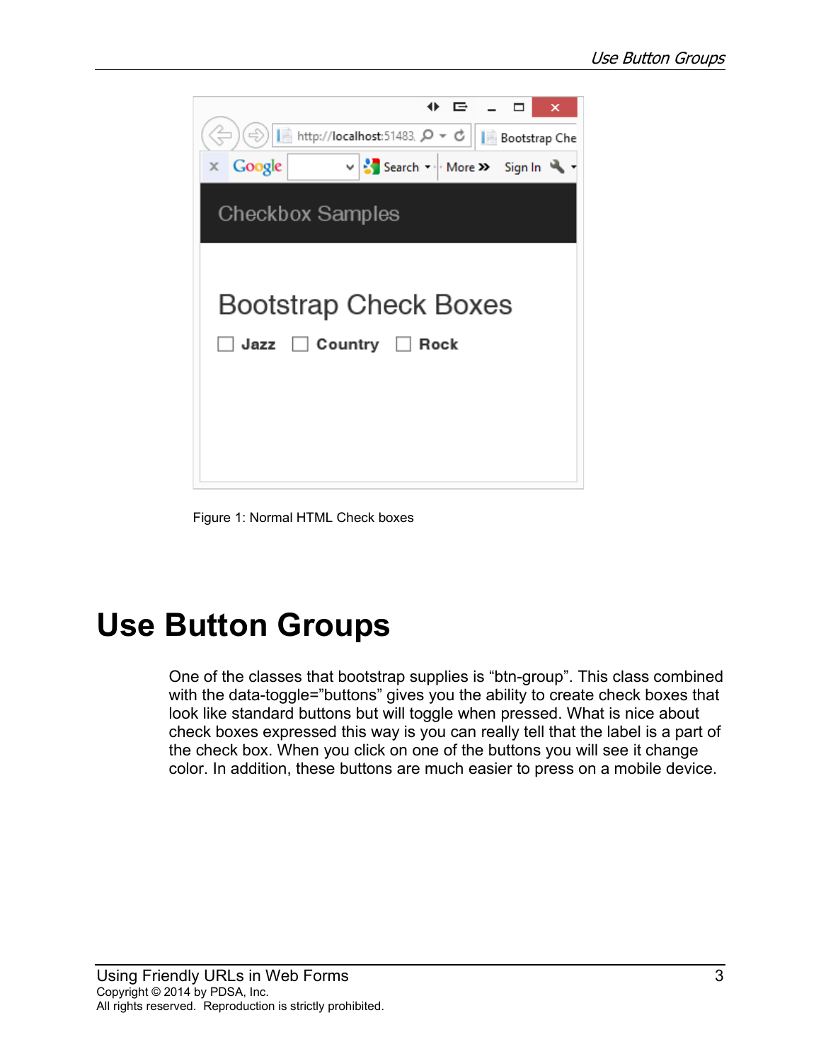Figure 1: Normal HTML Check boxes

# Use Button Groups

One of the classes that bootstrap supplies is “btn-group”. This class combined with the data-toggle=”buttons” gives you the ability to create check boxes that look like standard buttons but will toggle when pressed. What is nice about check boxes expressed this way is you can really tell that the label is a part of the check box. When you click on one of the buttons you will see it change color. In addition, these buttons are much easier to press on a mobile device.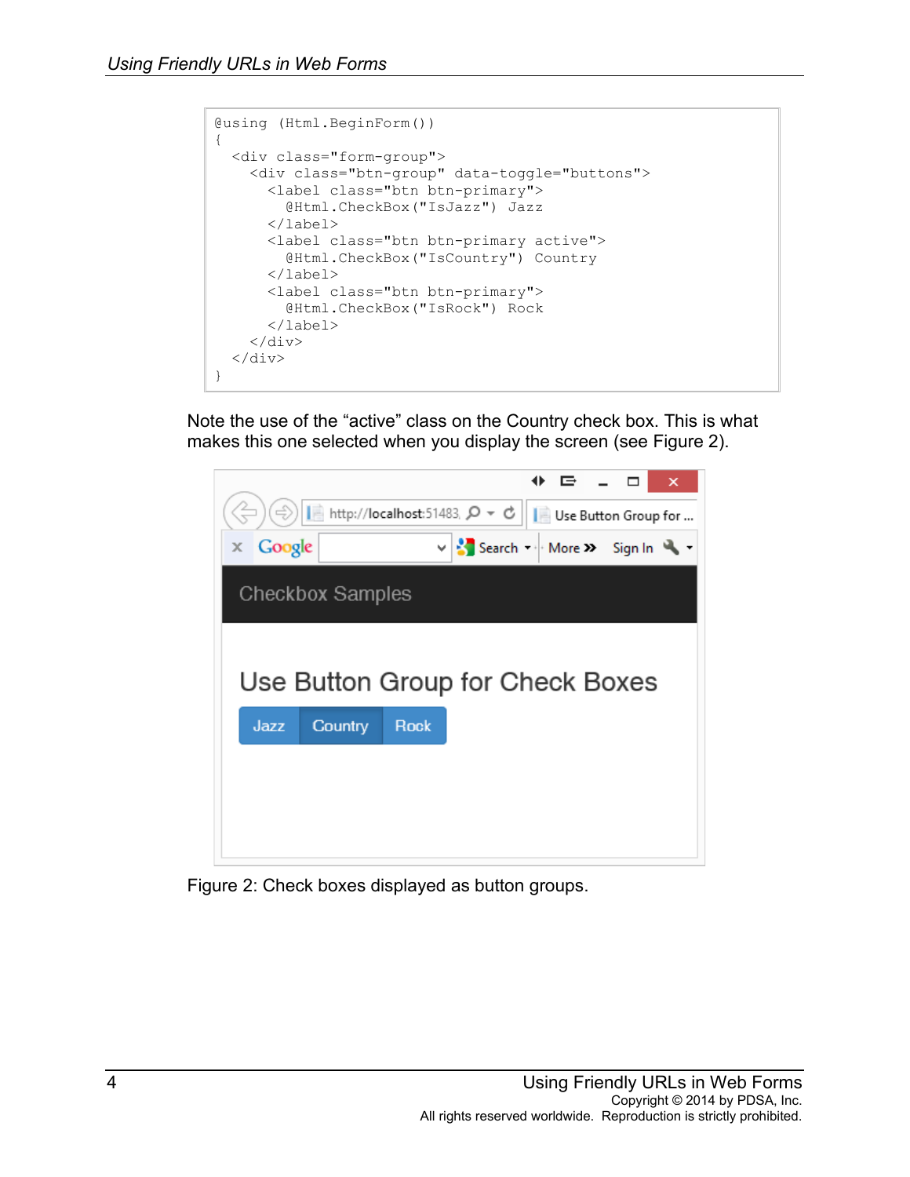```
@using (Html.BeginForm())
{
  <div class="form-group">
    <div class="btn-group" data-toggle="buttons">
      <label class="btn btn-primary">
        @Html.CheckBox("IsJazz") Jazz
      </label>
      <label class="btn btn-primary active">
        @Html.CheckBox("IsCountry") Country
      </label>
      <label class="btn btn-primary">
        @Html.CheckBox("IsRock") Rock
      </label>
    </div>
  </div>
}
```

Note the use of the "active" class on the Country check box. This is what makes this one selected when you display the screen (see Figure 2).

Figure 2: Check boxes displayed as button groups.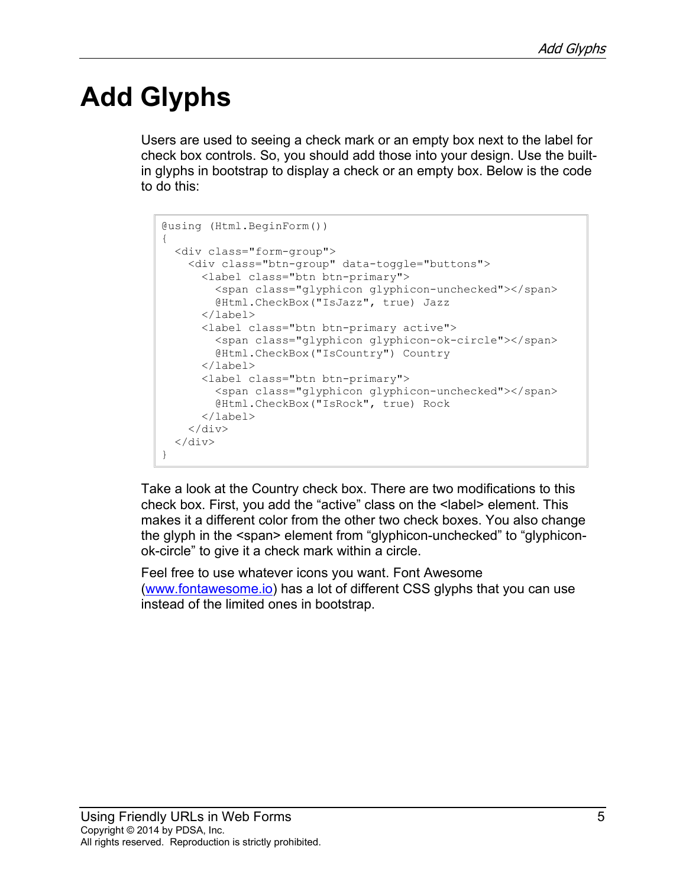# Add Glyphs

Users are used to seeing a check mark or an empty box next to the label for check box controls. So, you should add those into your design. Use the built-in glyphs in bootstrap to display a check or an empty box. Below is the code to do this:

```
@using (Html.BeginForm())
{
  <div class="form-group">
    <div class="btn-group" data-toggle="buttons">
      <label class="btn btn-primary">
        <span class="glyphicon glyphicon-unchecked"></span>
        @Html.CheckBox("IsJazz", true) Jazz
      </label>
      <label class="btn btn-primary active">
        <span class="glyphicon glyphicon-ok-circle"></span>
        @Html.CheckBox("IsCountry") Country
      </label>
      <label class="btn btn-primary">
        <span class="glyphicon glyphicon-unchecked"></span>
        @Html.CheckBox("IsRock", true) Rock
      </label>
    </div>
  </div>
}
```

Take a look at the Country check box. There are two modifications to this check box. First, you add the “active” class on the <label> element. This makes it a different color from the other two check boxes. You also change the glyph in the <span> element from “glyphicon-unchecked” to “glyphicon-ok-circle” to give it a check mark within a circle.

Feel free to use whatever icons you want. Font Awesome (www.fontawesome.io) has a lot of different CSS glyphs that you can use instead of the limited ones in bootstrap.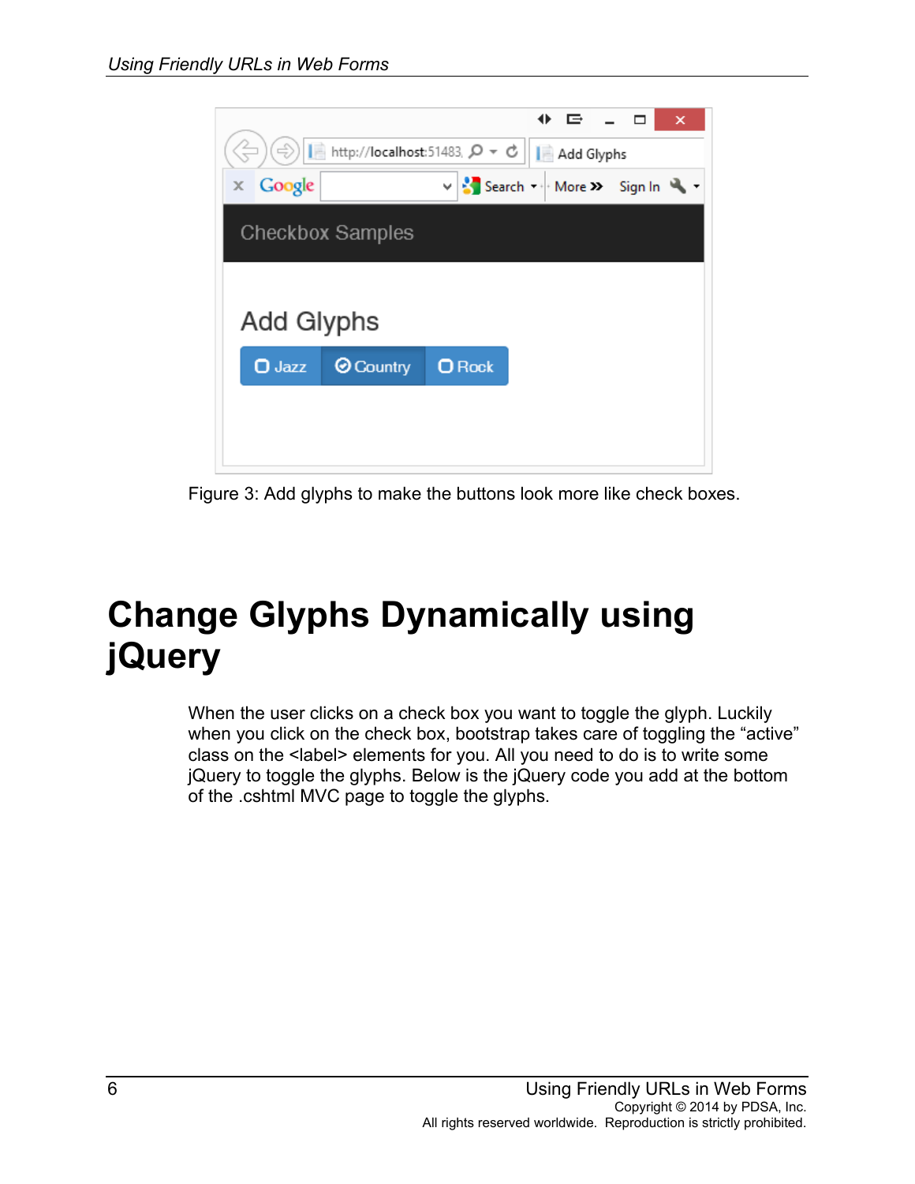Figure 3: Add glyphs to make the buttons look more like check boxes.

# Change Glyphs Dynamically using jQuery

When the user clicks on a check box you want to toggle the glyph. Luckily when you click on the check box, bootstrap takes care of toggling the “active” class on the <label> elements for you. All you need to do is to write some jQuery to toggle the glyphs. Below is the jQuery code you add at the bottom of the .cshtml MVC page to toggle the glyphs.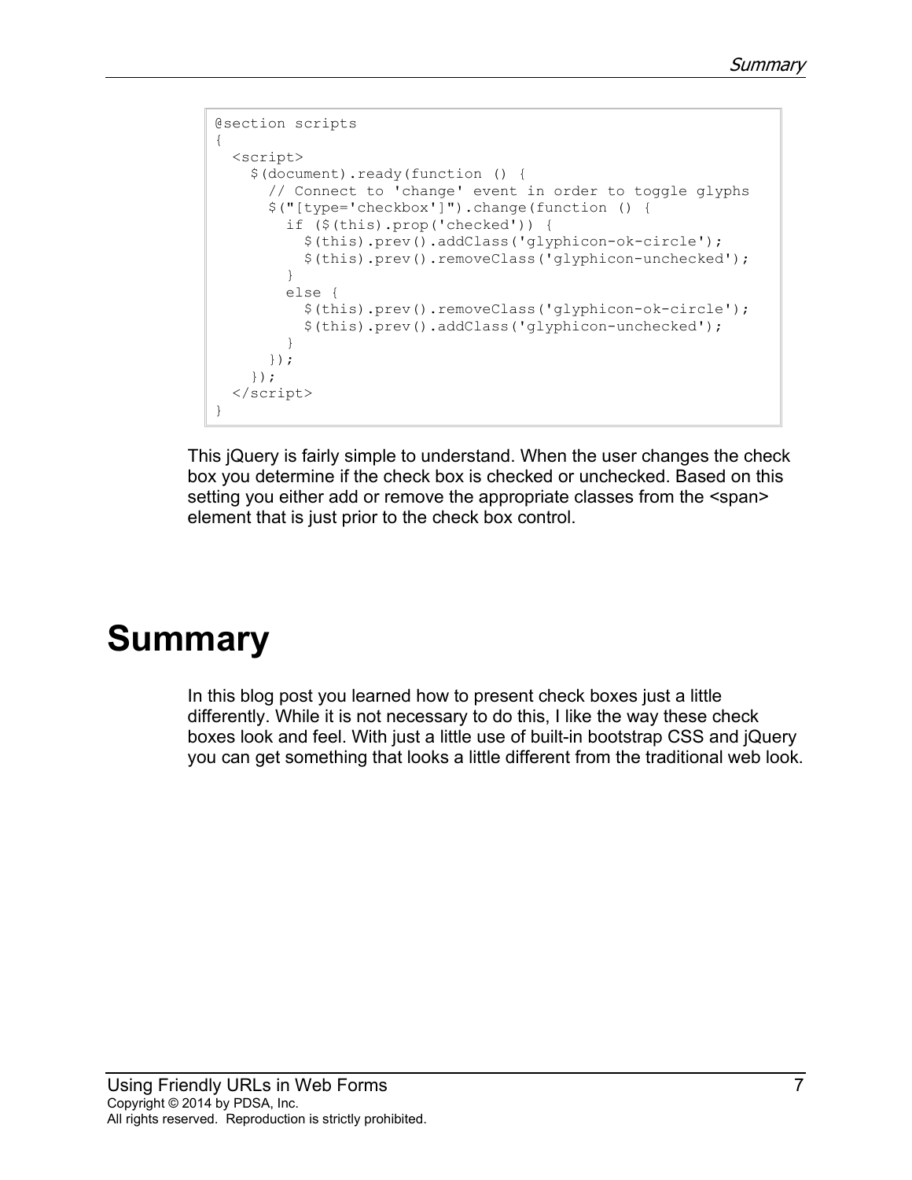```
@section scripts
{
  <script>
    $(document).ready(function () {
      // Connect to 'change' event in order to toggle glyphs
      $("[type='checkbox']").change(function () {
        if ($(this).prop('checked')) {
          $(this).prev().addClass('glyphicon-ok-circle');
          $(this).prev().removeClass('glyphicon-unchecked');
        }
        else {
          $(this).prev().removeClass('glyphicon-ok-circle');
          $(this).prev().addClass('glyphicon-unchecked');
        }
      });
    });
  </script>
}
```

This jQuery is fairly simple to understand. When the user changes the check box you determine if the check box is checked or unchecked. Based on this setting you either add or remove the appropriate classes from the <span> element that is just prior to the check box control.

# Summary

In this blog post you learned how to present check boxes just a little differently. While it is not necessary to do this, I like the way these check boxes look and feel. With just a little use of built-in bootstrap CSS and jQuery you can get something that looks a little different from the traditional web look.